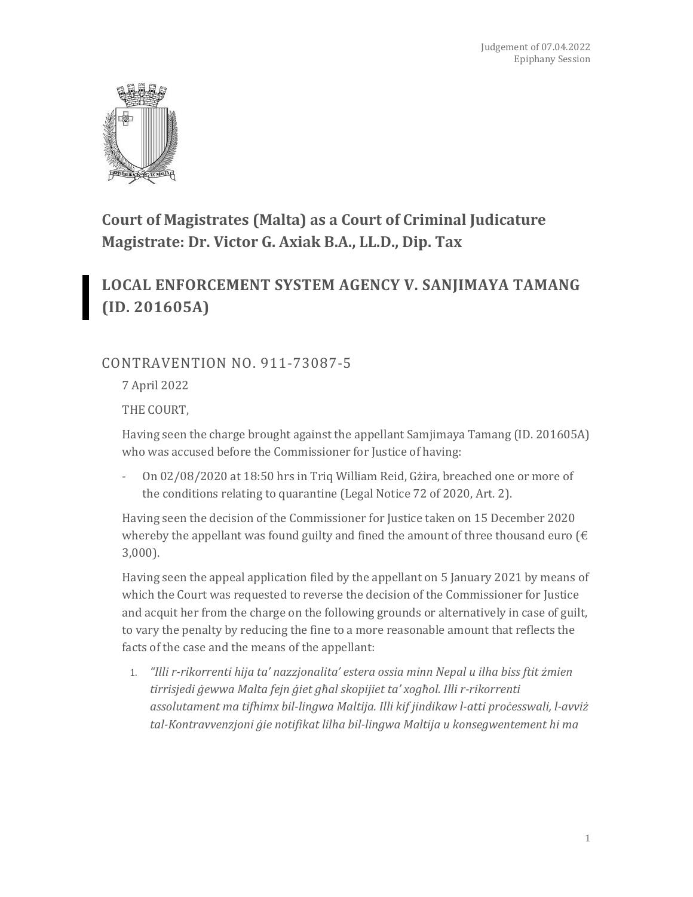Judgement of 07.04.2022
Epiphany Session

## Court of Magistrates (Malta) as a Court of Criminal Judicature
## Magistrate: Dr. Victor G. Axiak B.A., LL.D., Dip. Tax

# LOCAL ENFORCEMENT SYSTEM AGENCY V. SANJIMAYA TAMANG (ID. 201605A)

## CONTRAVENTION NO. 911-73087-5

7 April 2022

THE COURT,

Having seen the charge brought against the appellant Samjimaya Tamang (ID. 201605A) who was accused before the Commissioner for Justice of having:

- On 02/08/2020 at 18:50 hrs in Triq William Reid, Gżira, breached one or more of the conditions relating to quarantine (Legal Notice 72 of 2020, Art. 2).

Having seen the decision of the Commissioner for Justice taken on 15 December 2020 whereby the appellant was found guilty and fined the amount of three thousand euro (€ 3,000).

Having seen the appeal application filed by the appellant on 5 January 2021 by means of which the Court was requested to reverse the decision of the Commissioner for Justice and acquit her from the charge on the following grounds or alternatively in case of guilt, to vary the penalty by reducing the fine to a more reasonable amount that reflects the facts of the case and the means of the appellant:

1. *"Illi r-rikorrenti hija ta' nazzjonalita' estera ossia minn Nepal u ilha biss ftit żmien tirrisjedi ġewwa Malta fejn ġiet għal skopijiet ta' xogħol. Illi r-rikorrenti assolutament ma tifhimx bil-lingwa Maltija. Illi kif jindikaw l-atti proċesswali, l-avviż tal-Kontravvenzjoni ġie notifikat lilha bil-lingwa Maltija u konsegwentement hi ma*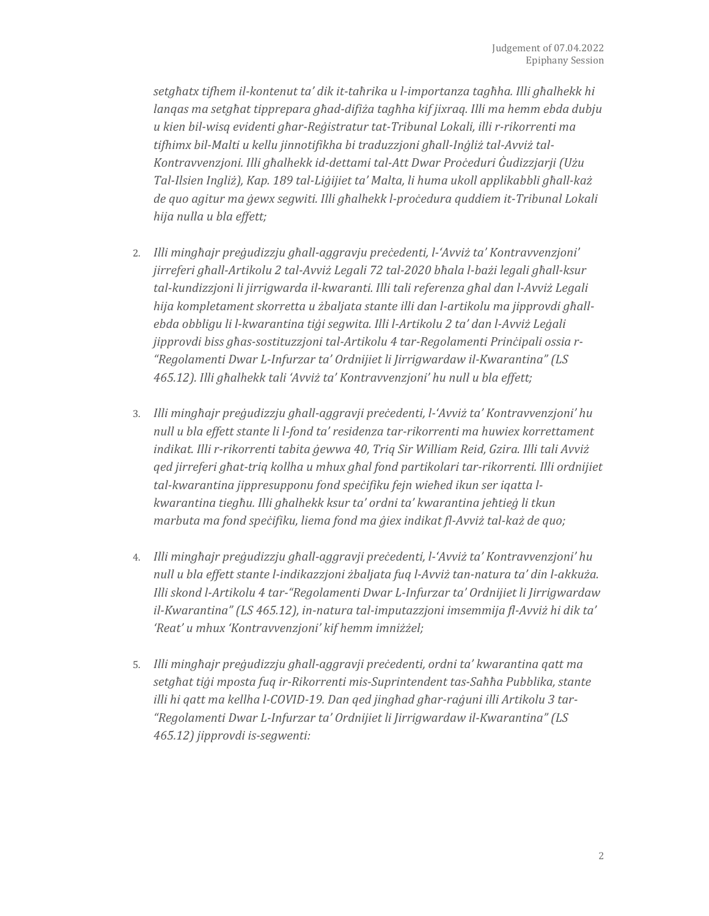*setgħatx tifhem il-kontenut ta' dik it-taħrika u l-importanza tagħha. Illi għalhekk hi lanqas ma setgħat tipprepara għad-difiża tagħha kif jixraq. Illi ma hemm ebda dubju u kien bil-wisq evidenti għar-Reġistratur tat-Tribunal Lokali, illi r-rikorrenti ma tifhimx bil-Malti u kellu jinnotifikha bi traduzzjoni għall-Ingliż tal-Avviż tal-Kontravvenzjoni. Illi għalhekk id-dettami tal-Att Dwar Proċeduri Ġudizzjarji (Użu Tal-Ilsien Ingliż), Kap. 189 tal-Liġijiet ta' Malta, li huma ukoll applikabbli għall-każ de quo agitur ma ġewx segwiti. Illi għalhekk l-proċedura quddiem it-Tribunal Lokali hija nulla u bla effett;*

2. *Illi mingħajr preġudizzju għall-aggravju preċedenti, l-'Avviż ta' Kontravvenzjoni' jirreferi għall-Artikolu 2 tal-Avviż Legali 72 tal-2020 bħala l-bażi legali għall-ksur tal-kundizzjoni li jirrigwarda il-kwaranti. Illi tali referenza għal dan l-Avviż Legali hija kompletament skorretta u żbaljata stante illi dan l-artikolu ma jipprovdi għall-ebda obbligu li l-kwarantina tiġi segwita. Illi l-Artikolu 2 ta' dan l-Avviż Leġali jipprovdi biss għas-sostituzzjoni tal-Artikolu 4 tar-Regolamenti Prinċipali ossia r-"Regolamenti Dwar L-Infurzar ta' Ordnijiet li Jirrigwardaw il-Kwarantina" (LS 465.12). Illi għalhekk tali 'Avviż ta' Kontravvenzjoni' hu null u bla effett;*

3. *Illi mingħajr preġudizzju għall-aggravji preċedenti, l-'Avviż ta' Kontravvenzjoni' hu null u bla effett stante li l-fond ta' residenza tar-rikorrenti ma huwiex korrettament indikat. Illi r-rikorrenti tabita ġewwa 40, Triq Sir William Reid, Gzira. Illi tali Avviż qed jirreferi għat-triq kollha u mhux għal fond partikolari tar-rikorrenti. Illi ordnijiet tal-kwarantina jippresupponu fond speċifiku fejn wieħed ikun ser iqatta l-kwarantina tiegħu. Illi għalhekk ksur ta' ordni ta' kwarantina jeħtieġ li tkun marbuta ma fond speċifiku, liema fond ma ġiex indikat fl-Avviż tal-każ de quo;*

4. *Illi mingħajr preġudizzju għall-aggravji preċedenti, l-'Avviż ta' Kontravvenzjoni' hu null u bla effett stante l-indikazzjoni żbaljata fuq l-Avviż tan-natura ta' din l-akkuża. Illi skond l-Artikolu 4 tar-"Regolamenti Dwar L-Infurzar ta' Ordnijiet li Jirrigwardaw il-Kwarantina" (LS 465.12), in-natura tal-imputazzjoni imsemmija fl-Avviż hi dik ta' 'Reat' u mhux 'Kontravvenzjoni' kif hemm imniżżel;*

5. *Illi mingħajr preġudizzju għall-aggravji preċedenti, ordni ta' kwarantina qatt ma setgħat tiġi mposta fuq ir-Rikorrenti mis-Suprintendent tas-Saħħa Pubblika, stante illi hi qatt ma kellha l-COVID-19. Dan qed jingħad għar-raġuni illi Artikolu 3 tar-"Regolamenti Dwar L-Infurzar ta' Ordnijiet li Jirrigwardaw il-Kwarantina" (LS 465.12) jipprovdi is-segwenti:*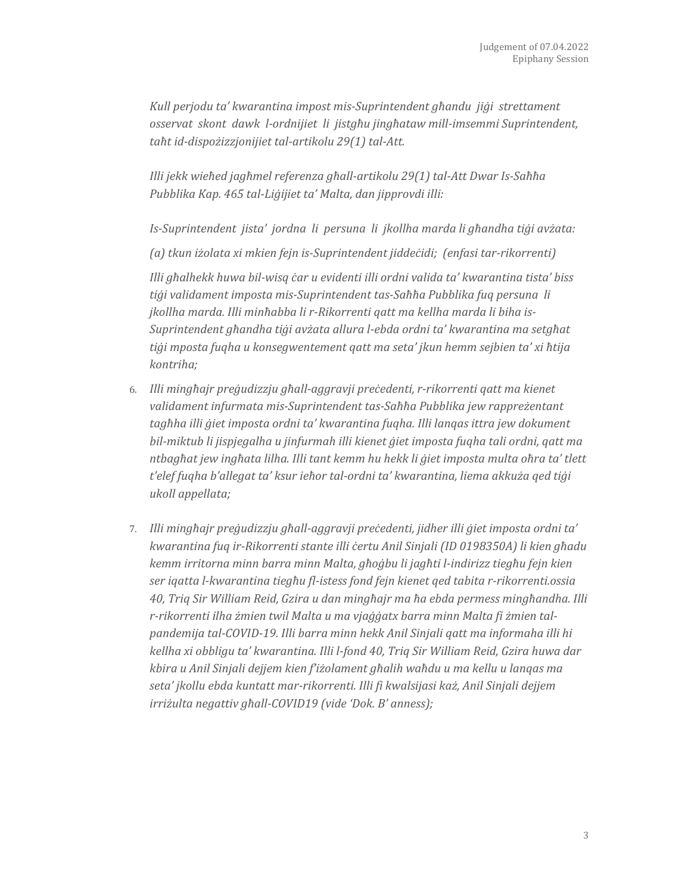*Kull perjodu ta' kwarantina impost mis-Suprintendent għandu jiġi strettament osservat skont dawk l-ordnijiet li jistgħu jingħataw mill-imsemmi Suprintendent, taħt id-dispożizzjonijiet tal-artikolu 29(1) tal-Att.*

*Illi jekk wieħed jagħmel referenza għall-artikolu 29(1) tal-Att Dwar Is-Saħħa Pubblika Kap. 465 tal-Liġijiet ta' Malta, dan jipprovdi illi:*

*Is-Suprintendent jista' jordna li persuna li jkollha marda li għandha tiġi avżata:*

*(a) tkun iżolata xi mkien fejn is-Suprintendent jiddeċidi; (enfasi tar-rikorrenti)*

*Illi għalhekk huwa bil-wisq ċar u evidenti illi ordni valida ta' kwarantina tista' biss tiġi validament imposta mis-Suprintendent tas-Saħħa Pubblika fuq persuna li jkollha marda. Illi minħabba li r-Rikorrenti qatt ma kellha marda li biha is-Suprintendent għandha tiġi avżata allura l-ebda ordni ta' kwarantina ma setgħat tiġi mposta fuqha u konsegwentement qatt ma seta' jkun hemm sejbien ta' xi ħtija kontriha;*

6. *Illi mingħajr preġudizzju għall-aggravji preċedenti, r-rikorrenti qatt ma kienet validament infurmata mis-Suprintendent tas-Saħħa Pubblika jew rappreżentant tagħha illi ġiet imposta ordni ta' kwarantina fuqha. Illi lanqas ittra jew dokument bil-miktub li jispjegalha u jinfurmah illi kienet ġiet imposta fuqha tali ordni, qatt ma ntbagħat jew ingħata lilha. Illi tant kemm hu hekk li ġiet imposta multa oħra ta' tlett t'elef fuqha b'allegat ta' ksur ieħor tal-ordni ta' kwarantina, liema akkuża qed tiġi ukoll appellata;*

7. *Illi mingħajr preġudizzju għall-aggravji preċedenti, jidher illi ġiet imposta ordni ta' kwarantina fuq ir-Rikorrenti stante illi ċertu Anil Sinjali (ID 0198350A) li kien għadu kemm irritorna minn barra minn Malta, għoġbu li jagħti l-indirizz tiegħu fejn kien ser iqatta l-kwarantina tiegħu fl-istess fond fejn kienet qed tabita r-rikorrenti.ossia 40, Triq Sir William Reid, Gzira u dan mingħajr ma ħa ebda permess mingħandha. Illi r-rikorrenti ilha żmien twil Malta u ma vjaġġatx barra minn Malta fi żmien tal-pandemija tal-COVID-19. Illi barra minn hekk Anil Sinjali qatt ma informaha illi hi kellha xi obbligu ta' kwarantina. Illi l-fond 40, Triq Sir William Reid, Gzira huwa dar kbira u Anil Sinjali dejjem kien f'iżolament għalih waħdu u ma kellu u lanqas ma seta' jkollu ebda kuntatt mar-rikorrenti. Illi fi kwalsijasi każ, Anil Sinjali dejjem irriżulta negattiv għall-COVID19 (vide 'Dok. B' anness);*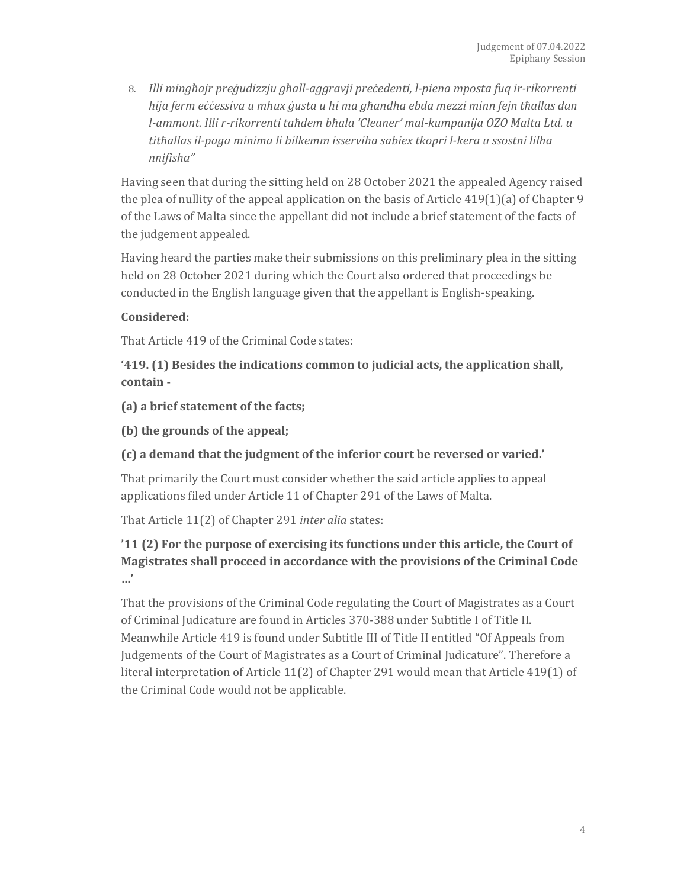8. *Illi mingħajr preġudizzju għall-aggravji preċedenti, l-piena mposta fuq ir-rikorrenti hija ferm eċċessiva u mhux ġusta u hi ma għandha ebda mezzi minn fejn tħallas dan l-ammont. Illi r-rikorrenti taħdem bħala 'Cleaner' mal-kumpanija OZO Malta Ltd. u titħallas il-paga minima li bilkemm isserviha sabiex tkopri l-kera u ssostni lilha nnifisha"*

Having seen that during the sitting held on 28 October 2021 the appealed Agency raised the plea of nullity of the appeal application on the basis of Article 419(1)(a) of Chapter 9 of the Laws of Malta since the appellant did not include a brief statement of the facts of the judgement appealed.

Having heard the parties make their submissions on this preliminary plea in the sitting held on 28 October 2021 during which the Court also ordered that proceedings be conducted in the English language given that the appellant is English-speaking.

**Considered:**

That Article 419 of the Criminal Code states:

**'419. (1) Besides the indications common to judicial acts, the application shall, contain -**

**(a) a brief statement of the facts;**

**(b) the grounds of the appeal;**

**(c) a demand that the judgment of the inferior court be reversed or varied.'**

That primarily the Court must consider whether the said article applies to appeal applications filed under Article 11 of Chapter 291 of the Laws of Malta.

That Article 11(2) of Chapter 291 *inter alia* states:

**'11 (2) For the purpose of exercising its functions under this article, the Court of Magistrates shall proceed in accordance with the provisions of the Criminal Code ...'**

That the provisions of the Criminal Code regulating the Court of Magistrates as a Court of Criminal Judicature are found in Articles 370-388 under Subtitle I of Title II. Meanwhile Article 419 is found under Subtitle III of Title II entitled "Of Appeals from Judgements of the Court of Magistrates as a Court of Criminal Judicature". Therefore a literal interpretation of Article 11(2) of Chapter 291 would mean that Article 419(1) of the Criminal Code would not be applicable.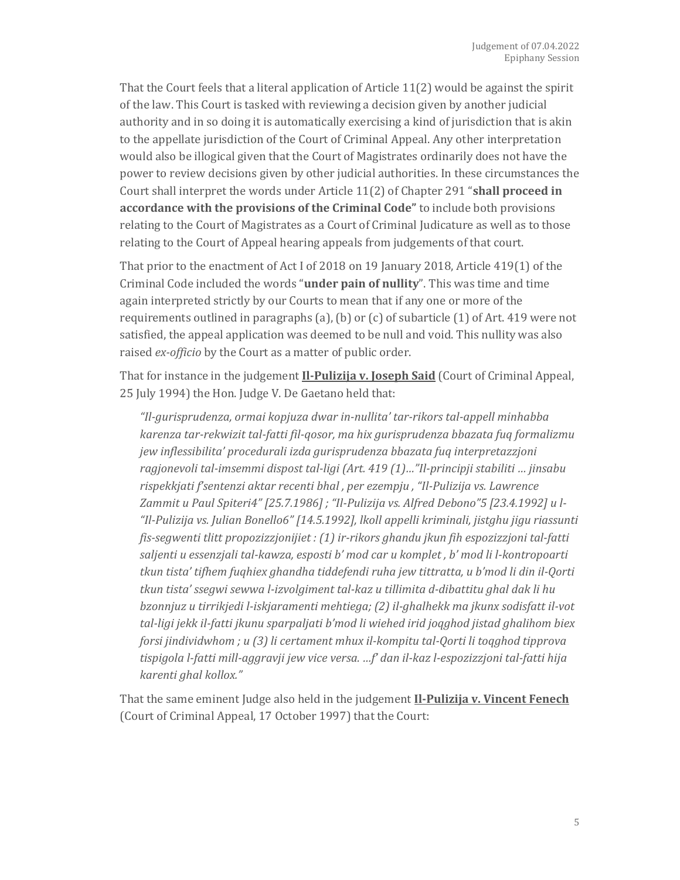That the Court feels that a literal application of Article 11(2) would be against the spirit of the law. This Court is tasked with reviewing a decision given by another judicial authority and in so doing it is automatically exercising a kind of jurisdiction that is akin to the appellate jurisdiction of the Court of Criminal Appeal. Any other interpretation would also be illogical given that the Court of Magistrates ordinarily does not have the power to review decisions given by other judicial authorities. In these circumstances the Court shall interpret the words under Article 11(2) of Chapter 291 "**shall proceed in accordance with the provisions of the Criminal Code"** to include both provisions relating to the Court of Magistrates as a Court of Criminal Judicature as well as to those relating to the Court of Appeal hearing appeals from judgements of that court.

That prior to the enactment of Act I of 2018 on 19 January 2018, Article 419(1) of the Criminal Code included the words "**under pain of nullity**". This was time and time again interpreted strictly by our Courts to mean that if any one or more of the requirements outlined in paragraphs (a), (b) or (c) of subarticle (1) of Art. 419 were not satisfied, the appeal application was deemed to be null and void. This nullity was also raised *ex-officio* by the Court as a matter of public order.

That for instance in the judgement **Il-Pulizija v. Joseph Said** (Court of Criminal Appeal, 25 July 1994) the Hon. Judge V. De Gaetano held that:

> *"Il-gurisprudenza, ormai kopjuza dwar in-nullita' tar-rikors tal-appell minhabba karenza tar-rekwizit tal-fatti fil-qosor, ma hix gurisprudenza bbazata fuq formalizmu jew inflessibilita' procedurali izda gurisprudenza bbazata fuq interpretazzjoni ragjonevoli tal-imsemmi dispost tal-ligi (Art. 419 (1)..."Il-principji stabiliti … jinsabu rispekkjati f'sentenzi aktar recenti bhal , per ezempju , "Il-Pulizija vs. Lawrence Zammit u Paul Spiteri4" [25.7.1986] ; "Il-Pulizija vs. Alfred Debono"5 [23.4.1992] u l-"Il-Pulizija vs. Julian Bonello6" [14.5.1992], lkoll appelli kriminali, jistghu jigu riassunti fis-segwenti tlitt propozizzjonijiet : (1) ir-rikors ghandu jkun fih espozizzjoni tal-fatti saljenti u essenzjali tal-kawza, esposti b' mod car u komplet , b' mod li l-kontropoarti tkun tista' tifhem fuqhiex ghandha tiddefendi ruha jew tittratta, u b'mod li din il-Qorti tkun tista' ssegwi sewwa l-izvolgiment tal-kaz u tillimita d-dibattitu ghal dak li hu bzonnjuz u tirrikjedi l-iskjaramenti mehtiega; (2) il-ghalhekk ma jkunx sodisfatt il-vot tal-ligi jekk il-fatti jkunu sparpaljati b'mod li wiehed irid joqghod jistad ghalihom biex forsi jindividwhom ; u (3) li certament mhux il-kompitu tal-Qorti li toqghod tipprova tispigola l-fatti mill-aggravji jew vice versa. …f' dan il-kaz l-espozizzjoni tal-fatti hija karenti ghal kollox."*

That the same eminent Judge also held in the judgement **Il-Pulizija v. Vincent Fenech** (Court of Criminal Appeal, 17 October 1997) that the Court: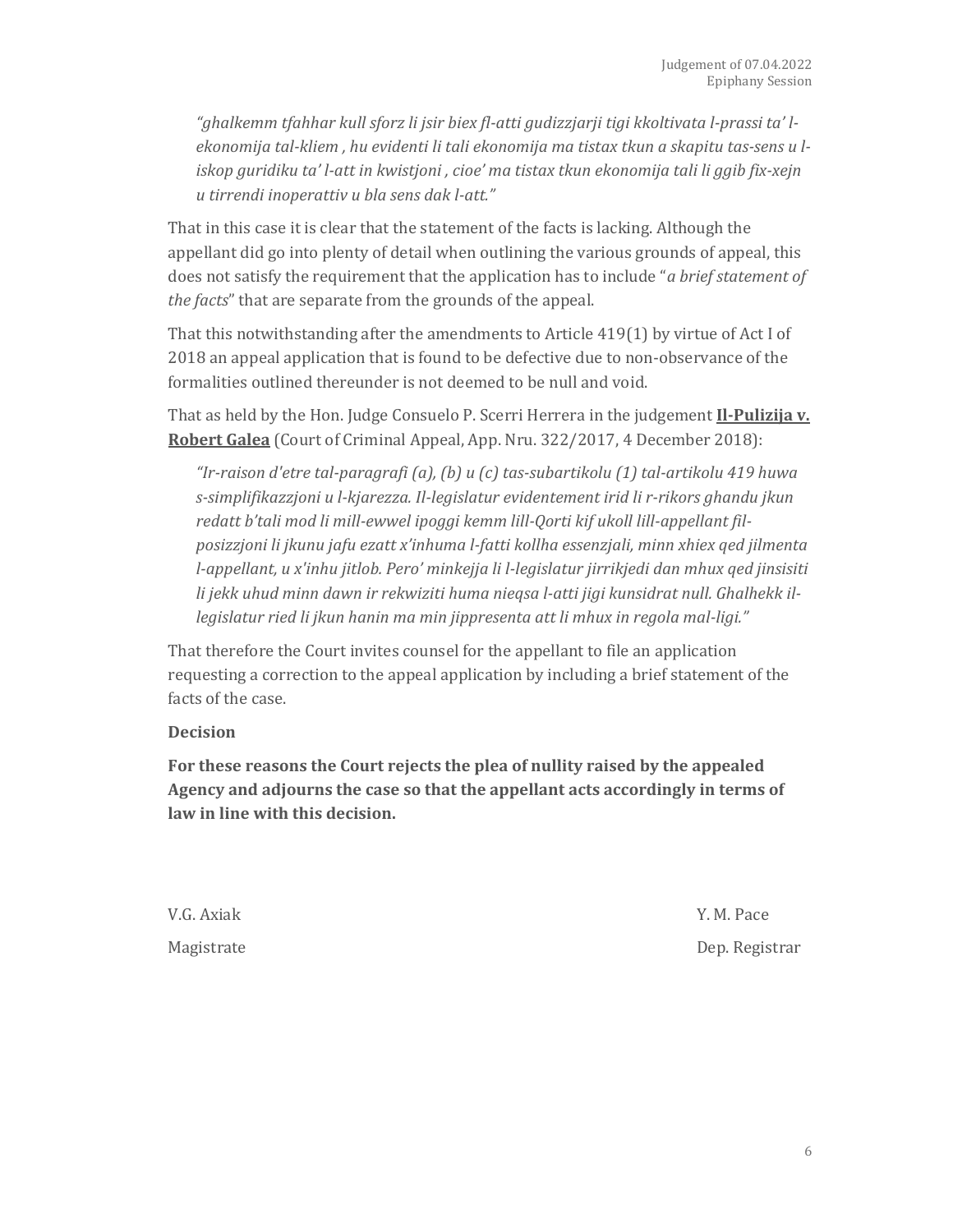*"ghalkemm tfahhar kull sforz li jsir biex fl-atti gudizzjarji tigi kkoltivata l-prassi ta' l-ekonomija tal-kliem , hu evidenti li tali ekonomija ma tistax tkun a skapitu tas-sens u l-iskop guridiku ta' l-att in kwistjoni , cioe' ma tistax tkun ekonomija tali li ggib fix-xejn u tirrendi inoperattiv u bla sens dak l-att."*

That in this case it is clear that the statement of the facts is lacking. Although the appellant did go into plenty of detail when outlining the various grounds of appeal, this does not satisfy the requirement that the application has to include "*a brief statement of the facts*" that are separate from the grounds of the appeal.

That this notwithstanding after the amendments to Article 419(1) by virtue of Act I of 2018 an appeal application that is found to be defective due to non-observance of the formalities outlined thereunder is not deemed to be null and void.

That as held by the Hon. Judge Consuelo P. Scerri Herrera in the judgement **Il-Pulizija v. Robert Galea** (Court of Criminal Appeal, App. Nru. 322/2017, 4 December 2018):

*"Ir-raison d'etre tal-paragrafi (a), (b) u (c) tas-subartikolu (1) tal-artikolu 419 huwa s-simplifikazzjoni u l-kjarezza. Il-legislatur evidentement irid li r-rikors ghandu jkun redatt b'tali mod li mill-ewwel ipoggi kemm lill-Qorti kif ukoll lill-appellant fil-posizzjoni li jkunu jafu ezatt x'inhuma l-fatti kollha essenzjali, minn xhiex qed jilmenta l-appellant, u x'inhu jitlob. Pero' minkejja li l-legislatur jirrikjedi dan mhux qed jinsisiti li jekk uhud minn dawn ir rekwiziti huma nieqsa l-atti jigi kunsidrat null. Ghalhekk il-legislatur ried li jkun hanin ma min jippresenta att li mhux in regola mal-ligi."*

That therefore the Court invites counsel for the appellant to file an application requesting a correction to the appeal application by including a brief statement of the facts of the case.

**Decision**

**For these reasons the Court rejects the plea of nullity raised by the appealed Agency and adjourns the case so that the appellant acts accordingly in terms of law in line with this decision.**

V.G. Axiak
Magistrate

Y. M. Pace
Dep. Registrar